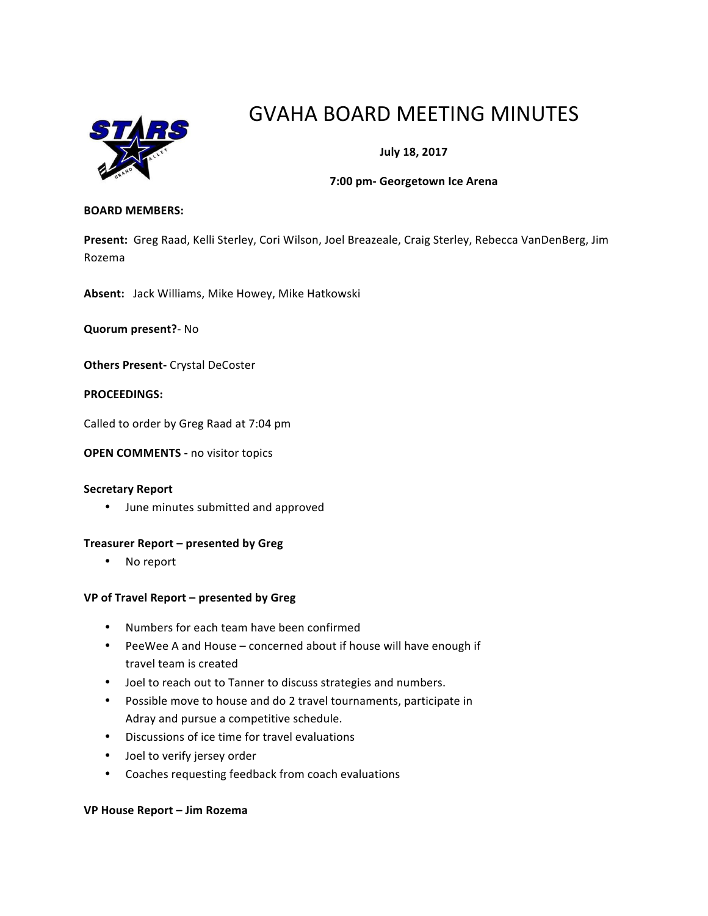# GVAHA BOARD MEETING MINUTES

**July 18, 2017**

**7:00 pm- Georgetown Ice Arena**

**BOARD MEMBERS:**

**Present:** Greg Raad, Kelli Sterley, Cori Wilson, Joel Breazeale, Craig Sterley, Rebecca VanDenBerg, Jim Rozema

**Absent:** Jack Williams, Mike Howey, Mike Hatkowski

**Quorum present?**- No

**Others Present-** Crystal DeCoster

**PROCEEDINGS:**

Called to order by Greg Raad at 7:04 pm

**OPEN COMMENTS -** no visitor topics

**Secretary Report**

- June minutes submitted and approved

**Treasurer Report – presented by Greg**

- No report

**VP of Travel Report – presented by Greg**

- Numbers for each team have been confirmed
- PeeWee A and House – concerned about if house will have enough if travel team is created
- Joel to reach out to Tanner to discuss strategies and numbers.
- Possible move to house and do 2 travel tournaments, participate in Adray and pursue a competitive schedule.
- Discussions of ice time for travel evaluations
- Joel to verify jersey order
- Coaches requesting feedback from coach evaluations

**VP House Report – Jim Rozema**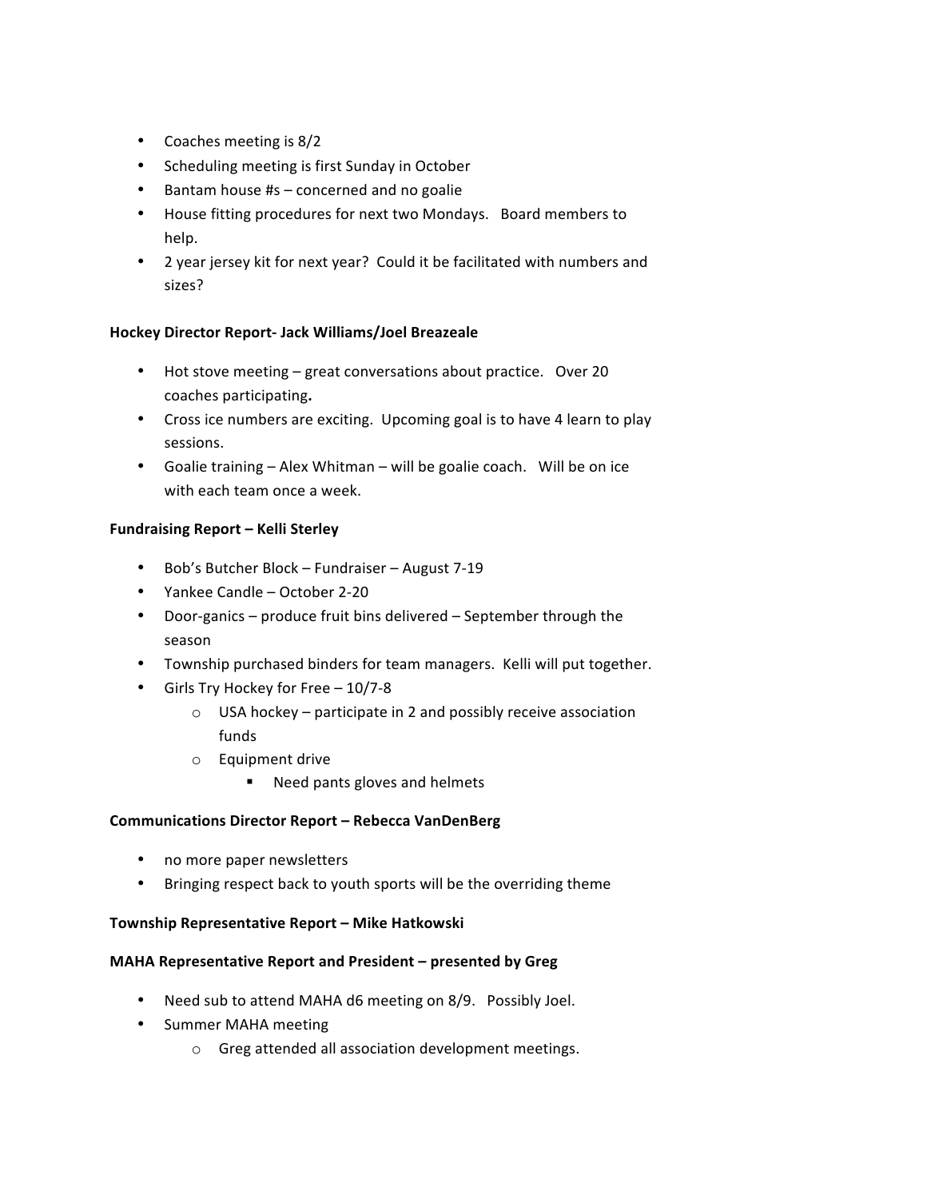- Coaches meeting is 8/2
- Scheduling meeting is first Sunday in October
- Bantam house #s – concerned and no goalie
- House fitting procedures for next two Mondays. Board members to help.
- 2 year jersey kit for next year? Could it be facilitated with numbers and sizes?

**Hockey Director Report- Jack Williams/Joel Breazeale**

- Hot stove meeting – great conversations about practice. Over 20 coaches participating**.**
- Cross ice numbers are exciting. Upcoming goal is to have 4 learn to play sessions.
- Goalie training – Alex Whitman – will be goalie coach. Will be on ice with each team once a week.

**Fundraising Report – Kelli Sterley**

- Bob's Butcher Block – Fundraiser – August 7-19
- Yankee Candle – October 2-20
- Door-ganics – produce fruit bins delivered – September through the season
- Township purchased binders for team managers. Kelli will put together.
- Girls Try Hockey for Free – 10/7-8
    - USA hockey – participate in 2 and possibly receive association funds
    - Equipment drive
        - Need pants gloves and helmets

**Communications Director Report – Rebecca VanDenBerg**

- no more paper newsletters
- Bringing respect back to youth sports will be the overriding theme

**Township Representative Report – Mike Hatkowski**

**MAHA Representative Report and President – presented by Greg**

- Need sub to attend MAHA d6 meeting on 8/9. Possibly Joel.
- Summer MAHA meeting
    - Greg attended all association development meetings.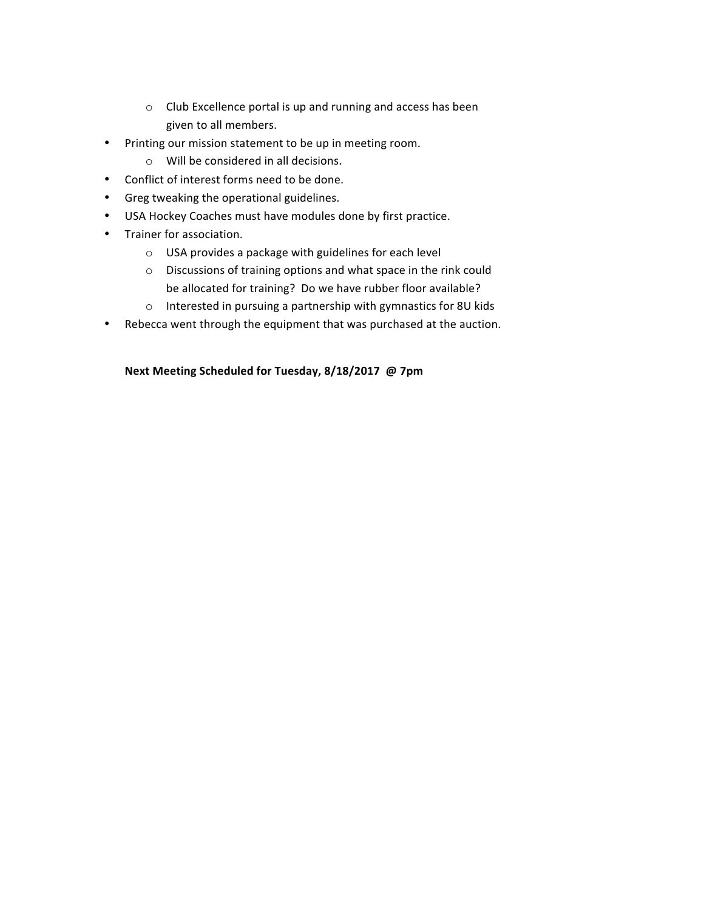- Club Excellence portal is up and running and access has been given to all members.
- Printing our mission statement to be up in meeting room.
  - Will be considered in all decisions.
- Conflict of interest forms need to be done.
- Greg tweaking the operational guidelines.
- USA Hockey Coaches must have modules done by first practice.
- Trainer for association.
  - USA provides a package with guidelines for each level
  - Discussions of training options and what space in the rink could be allocated for training? Do we have rubber floor available?
  - Interested in pursuing a partnership with gymnastics for 8U kids
- Rebecca went through the equipment that was purchased at the auction.

**Next Meeting Scheduled for Tuesday, 8/18/2017 @ 7pm**